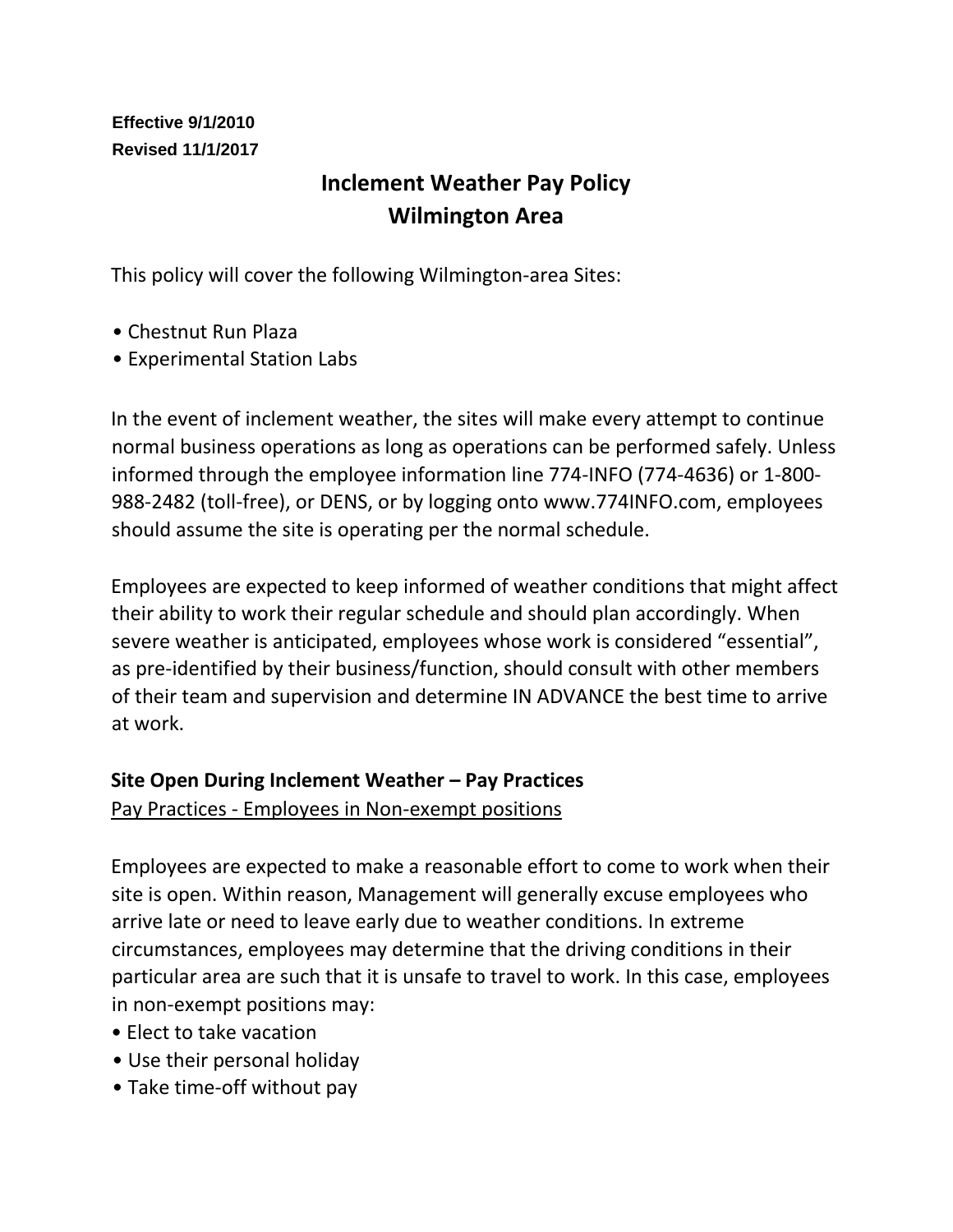**Effective 9/1/2010**
**Revised 11/1/2017**

# Inclement Weather Pay Policy
# Wilmington Area

This policy will cover the following Wilmington-area Sites:

- Chestnut Run Plaza
- Experimental Station Labs

In the event of inclement weather, the sites will make every attempt to continue normal business operations as long as operations can be performed safely. Unless informed through the employee information line 774-INFO (774-4636) or 1-800-988-2482 (toll-free), or DENS, or by logging onto www.774INFO.com, employees should assume the site is operating per the normal schedule.

Employees are expected to keep informed of weather conditions that might affect their ability to work their regular schedule and should plan accordingly. When severe weather is anticipated, employees whose work is considered "essential", as pre-identified by their business/function, should consult with other members of their team and supervision and determine IN ADVANCE the best time to arrive at work.

## Site Open During Inclement Weather – Pay Practices

Pay Practices - Employees in Non-exempt positions

Employees are expected to make a reasonable effort to come to work when their site is open. Within reason, Management will generally excuse employees who arrive late or need to leave early due to weather conditions. In extreme circumstances, employees may determine that the driving conditions in their particular area are such that it is unsafe to travel to work. In this case, employees in non-exempt positions may:

- Elect to take vacation
- Use their personal holiday
- Take time-off without pay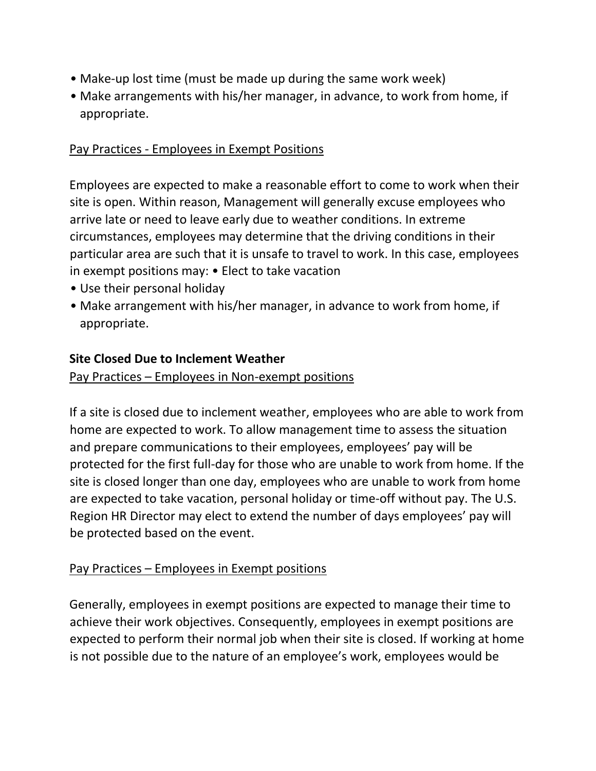- Make-up lost time (must be made up during the same work week)
- Make arrangements with his/her manager, in advance, to work from home, if appropriate.

Pay Practices - Employees in Exempt Positions

Employees are expected to make a reasonable effort to come to work when their site is open. Within reason, Management will generally excuse employees who arrive late or need to leave early due to weather conditions. In extreme circumstances, employees may determine that the driving conditions in their particular area are such that it is unsafe to travel to work. In this case, employees in exempt positions may:

- Elect to take vacation
- Use their personal holiday
- Make arrangement with his/her manager, in advance to work from home, if appropriate.

**Site Closed Due to Inclement Weather**

Pay Practices – Employees in Non-exempt positions

If a site is closed due to inclement weather, employees who are able to work from home are expected to work. To allow management time to assess the situation and prepare communications to their employees, employees' pay will be protected for the first full-day for those who are unable to work from home. If the site is closed longer than one day, employees who are unable to work from home are expected to take vacation, personal holiday or time-off without pay. The U.S. Region HR Director may elect to extend the number of days employees' pay will be protected based on the event.

Pay Practices – Employees in Exempt positions

Generally, employees in exempt positions are expected to manage their time to achieve their work objectives. Consequently, employees in exempt positions are expected to perform their normal job when their site is closed. If working at home is not possible due to the nature of an employee's work, employees would be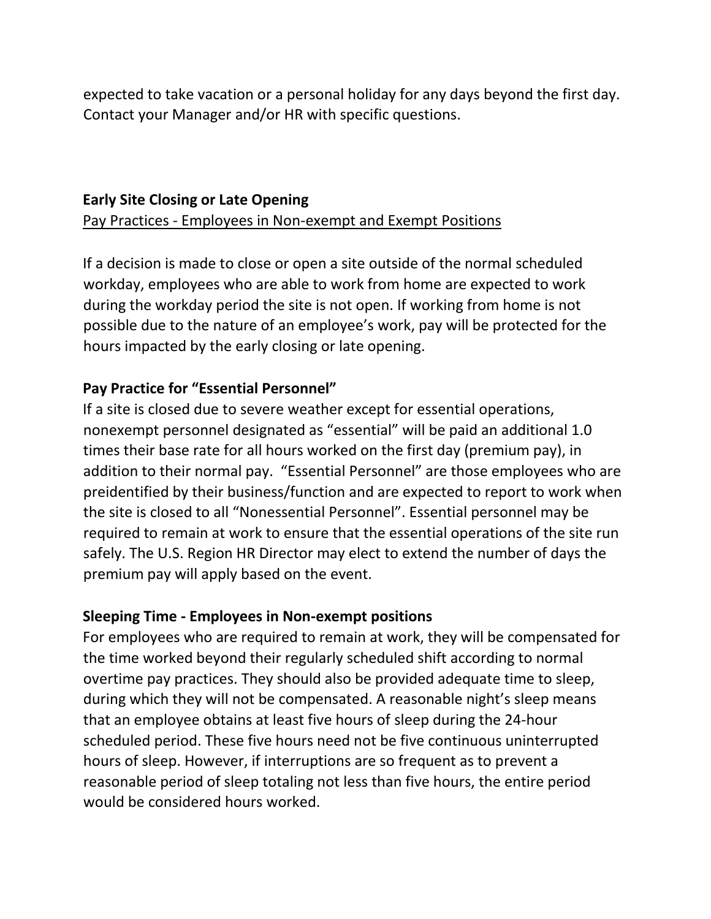expected to take vacation or a personal holiday for any days beyond the first day. Contact your Manager and/or HR with specific questions.

**Early Site Closing or Late Opening**

<u>Pay Practices - Employees in Non-exempt and Exempt Positions</u>

If a decision is made to close or open a site outside of the normal scheduled workday, employees who are able to work from home are expected to work during the workday period the site is not open. If working from home is not possible due to the nature of an employee's work, pay will be protected for the hours impacted by the early closing or late opening.

**Pay Practice for "Essential Personnel"**

If a site is closed due to severe weather except for essential operations, nonexempt personnel designated as "essential" will be paid an additional 1.0 times their base rate for all hours worked on the first day (premium pay), in addition to their normal pay. "Essential Personnel" are those employees who are preidentified by their business/function and are expected to report to work when the site is closed to all "Nonessential Personnel". Essential personnel may be required to remain at work to ensure that the essential operations of the site run safely. The U.S. Region HR Director may elect to extend the number of days the premium pay will apply based on the event.

**Sleeping Time - Employees in Non-exempt positions**

For employees who are required to remain at work, they will be compensated for the time worked beyond their regularly scheduled shift according to normal overtime pay practices. They should also be provided adequate time to sleep, during which they will not be compensated. A reasonable night's sleep means that an employee obtains at least five hours of sleep during the 24-hour scheduled period. These five hours need not be five continuous uninterrupted hours of sleep. However, if interruptions are so frequent as to prevent a reasonable period of sleep totaling not less than five hours, the entire period would be considered hours worked.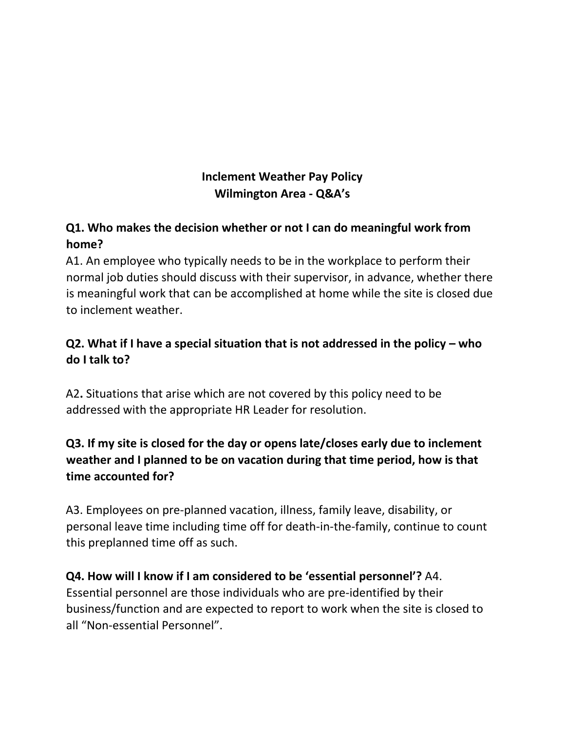# Inclement Weather Pay Policy
# Wilmington Area - Q&A's

**Q1. Who makes the decision whether or not I can do meaningful work from home?**

A1. An employee who typically needs to be in the workplace to perform their normal job duties should discuss with their supervisor, in advance, whether there is meaningful work that can be accomplished at home while the site is closed due to inclement weather.

**Q2. What if I have a special situation that is not addressed in the policy – who do I talk to?**

A2**.** Situations that arise which are not covered by this policy need to be addressed with the appropriate HR Leader for resolution.

**Q3. If my site is closed for the day or opens late/closes early due to inclement weather and I planned to be on vacation during that time period, how is that time accounted for?**

A3. Employees on pre-planned vacation, illness, family leave, disability, or personal leave time including time off for death-in-the-family, continue to count this preplanned time off as such.

**Q4. How will I know if I am considered to be 'essential personnel'?** A4. Essential personnel are those individuals who are pre-identified by their business/function and are expected to report to work when the site is closed to all "Non-essential Personnel".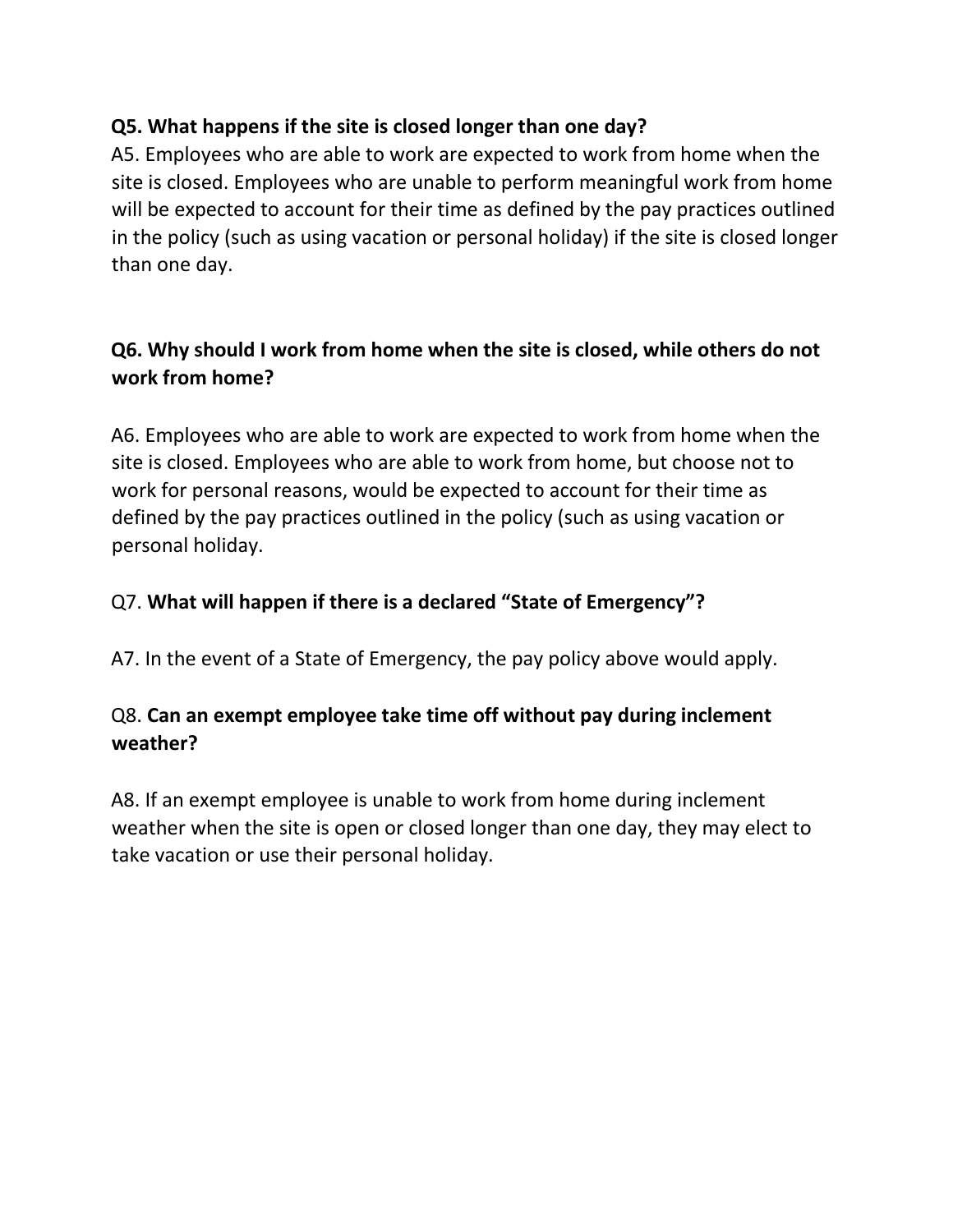**Q5. What happens if the site is closed longer than one day?**
A5. Employees who are able to work are expected to work from home when the site is closed. Employees who are unable to perform meaningful work from home will be expected to account for their time as defined by the pay practices outlined in the policy (such as using vacation or personal holiday) if the site is closed longer than one day.

**Q6. Why should I work from home when the site is closed, while others do not work from home?**

A6. Employees who are able to work are expected to work from home when the site is closed. Employees who are able to work from home, but choose not to work for personal reasons, would be expected to account for their time as defined by the pay practices outlined in the policy (such as using vacation or personal holiday.

Q7. **What will happen if there is a declared "State of Emergency"?**

A7. In the event of a State of Emergency, the pay policy above would apply.

Q8. **Can an exempt employee take time off without pay during inclement weather?**

A8. If an exempt employee is unable to work from home during inclement weather when the site is open or closed longer than one day, they may elect to take vacation or use their personal holiday.